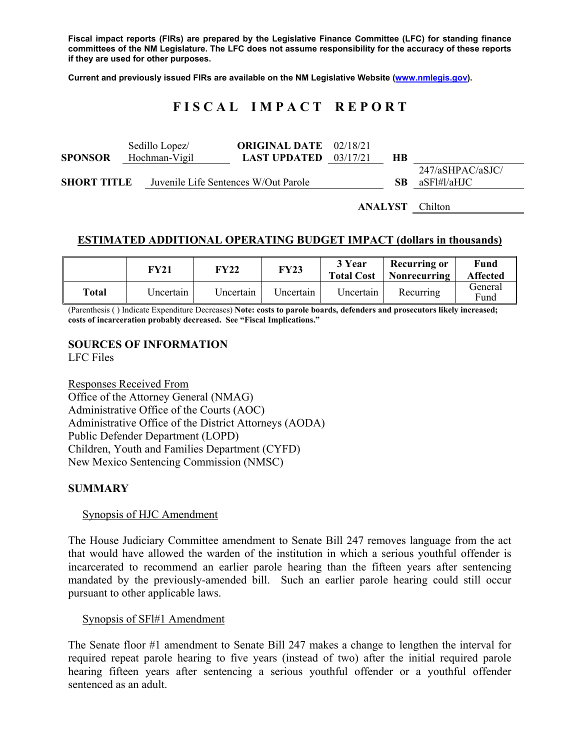**Fiscal impact reports (FIRs) are prepared by the Legislative Finance Committee (LFC) for standing finance committees of the NM Legislature. The LFC does not assume responsibility for the accuracy of these reports if they are used for other purposes.**

**Current and previously issued FIRs are available on the NM Legislative Website (www.nmlegis.gov).**

# FISCAL IMPACT REPORT

| | | | | | |
|---|---|---|---|---|---|
| **SPONSOR** | Sedillo Lopez/ Hochman-Vigil | **ORIGINAL DATE** / **LAST UPDATED** | 02/18/21 / 03/17/21 | **HB** | |
| **SHORT TITLE** | Juvenile Life Sentences W/Out Parole | | | **SB** | 247/aSHPAC/aSJC/ aSFl#l/aHJC |

**ANALYST** Chilton

## ESTIMATED ADDITIONAL OPERATING BUDGET IMPACT (dollars in thousands)

| | FY21 | FY22 | FY23 | 3 Year Total Cost | Recurring or Nonrecurring | Fund Affected |
|---|---|---|---|---|---|---|
| **Total** | Uncertain | Uncertain | Uncertain | Uncertain | Recurring | General Fund |

(Parenthesis ( ) Indicate Expenditure Decreases) **Note: costs to parole boards, defenders and prosecutors likely increased; costs of incarceration probably decreased. See "Fiscal Implications."**

## SOURCES OF INFORMATION

LFC Files

Responses Received From
Office of the Attorney General (NMAG)
Administrative Office of the Courts (AOC)
Administrative Office of the District Attorneys (AODA)
Public Defender Department (LOPD)
Children, Youth and Families Department (CYFD)
New Mexico Sentencing Commission (NMSC)

## SUMMARY

Synopsis of HJC Amendment

The House Judiciary Committee amendment to Senate Bill 247 removes language from the act that would have allowed the warden of the institution in which a serious youthful offender is incarcerated to recommend an earlier parole hearing than the fifteen years after sentencing mandated by the previously-amended bill. Such an earlier parole hearing could still occur pursuant to other applicable laws.

Synopsis of SFl#1 Amendment

The Senate floor #1 amendment to Senate Bill 247 makes a change to lengthen the interval for required repeat parole hearing to five years (instead of two) after the initial required parole hearing fifteen years after sentencing a serious youthful offender or a youthful offender sentenced as an adult.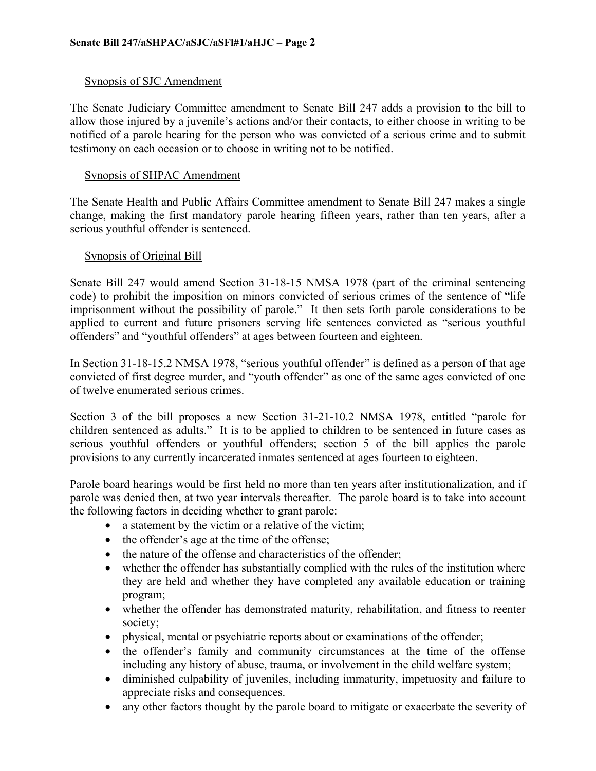### Synopsis of SJC Amendment

The Senate Judiciary Committee amendment to Senate Bill 247 adds a provision to the bill to allow those injured by a juvenile's actions and/or their contacts, to either choose in writing to be notified of a parole hearing for the person who was convicted of a serious crime and to submit testimony on each occasion or to choose in writing not to be notified.

### Synopsis of SHPAC Amendment

The Senate Health and Public Affairs Committee amendment to Senate Bill 247 makes a single change, making the first mandatory parole hearing fifteen years, rather than ten years, after a serious youthful offender is sentenced.

### Synopsis of Original Bill

Senate Bill 247 would amend Section 31-18-15 NMSA 1978 (part of the criminal sentencing code) to prohibit the imposition on minors convicted of serious crimes of the sentence of "life imprisonment without the possibility of parole." It then sets forth parole considerations to be applied to current and future prisoners serving life sentences convicted as "serious youthful offenders" and "youthful offenders" at ages between fourteen and eighteen.

In Section 31-18-15.2 NMSA 1978, "serious youthful offender" is defined as a person of that age convicted of first degree murder, and "youth offender" as one of the same ages convicted of one of twelve enumerated serious crimes.

Section 3 of the bill proposes a new Section 31-21-10.2 NMSA 1978, entitled "parole for children sentenced as adults." It is to be applied to children to be sentenced in future cases as serious youthful offenders or youthful offenders; section 5 of the bill applies the parole provisions to any currently incarcerated inmates sentenced at ages fourteen to eighteen.

Parole board hearings would be first held no more than ten years after institutionalization, and if parole was denied then, at two year intervals thereafter. The parole board is to take into account the following factors in deciding whether to grant parole:

- a statement by the victim or a relative of the victim;
- the offender's age at the time of the offense;
- the nature of the offense and characteristics of the offender;
- whether the offender has substantially complied with the rules of the institution where they are held and whether they have completed any available education or training program;
- whether the offender has demonstrated maturity, rehabilitation, and fitness to reenter society;
- physical, mental or psychiatric reports about or examinations of the offender;
- the offender's family and community circumstances at the time of the offense including any history of abuse, trauma, or involvement in the child welfare system;
- diminished culpability of juveniles, including immaturity, impetuosity and failure to appreciate risks and consequences.
- any other factors thought by the parole board to mitigate or exacerbate the severity of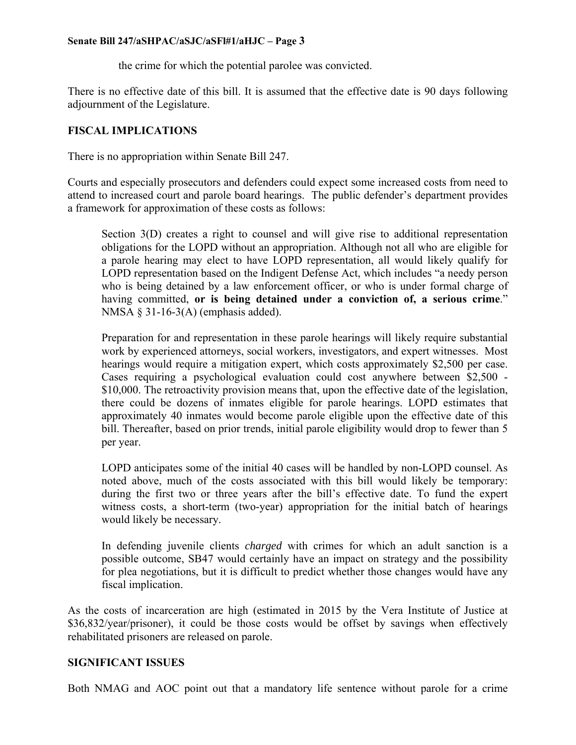the crime for which the potential parolee was convicted.

There is no effective date of this bill. It is assumed that the effective date is 90 days following adjournment of the Legislature.

## FISCAL IMPLICATIONS

There is no appropriation within Senate Bill 247.

Courts and especially prosecutors and defenders could expect some increased costs from need to attend to increased court and parole board hearings. The public defender's department provides a framework for approximation of these costs as follows:

> Section 3(D) creates a right to counsel and will give rise to additional representation obligations for the LOPD without an appropriation. Although not all who are eligible for a parole hearing may elect to have LOPD representation, all would likely qualify for LOPD representation based on the Indigent Defense Act, which includes "a needy person who is being detained by a law enforcement officer, or who is under formal charge of having committed, **or is being detained under a conviction of, a serious crime**." NMSA § 31-16-3(A) (emphasis added).
>
> Preparation for and representation in these parole hearings will likely require substantial work by experienced attorneys, social workers, investigators, and expert witnesses. Most hearings would require a mitigation expert, which costs approximately $2,500 per case. Cases requiring a psychological evaluation could cost anywhere between $2,500 - $10,000. The retroactivity provision means that, upon the effective date of the legislation, there could be dozens of inmates eligible for parole hearings. LOPD estimates that approximately 40 inmates would become parole eligible upon the effective date of this bill. Thereafter, based on prior trends, initial parole eligibility would drop to fewer than 5 per year.
>
> LOPD anticipates some of the initial 40 cases will be handled by non-LOPD counsel. As noted above, much of the costs associated with this bill would likely be temporary: during the first two or three years after the bill's effective date. To fund the expert witness costs, a short-term (two-year) appropriation for the initial batch of hearings would likely be necessary.
>
> In defending juvenile clients *charged* with crimes for which an adult sanction is a possible outcome, SB47 would certainly have an impact on strategy and the possibility for plea negotiations, but it is difficult to predict whether those changes would have any fiscal implication.

As the costs of incarceration are high (estimated in 2015 by the Vera Institute of Justice at $36,832/year/prisoner), it could be those costs would be offset by savings when effectively rehabilitated prisoners are released on parole.

## SIGNIFICANT ISSUES

Both NMAG and AOC point out that a mandatory life sentence without parole for a crime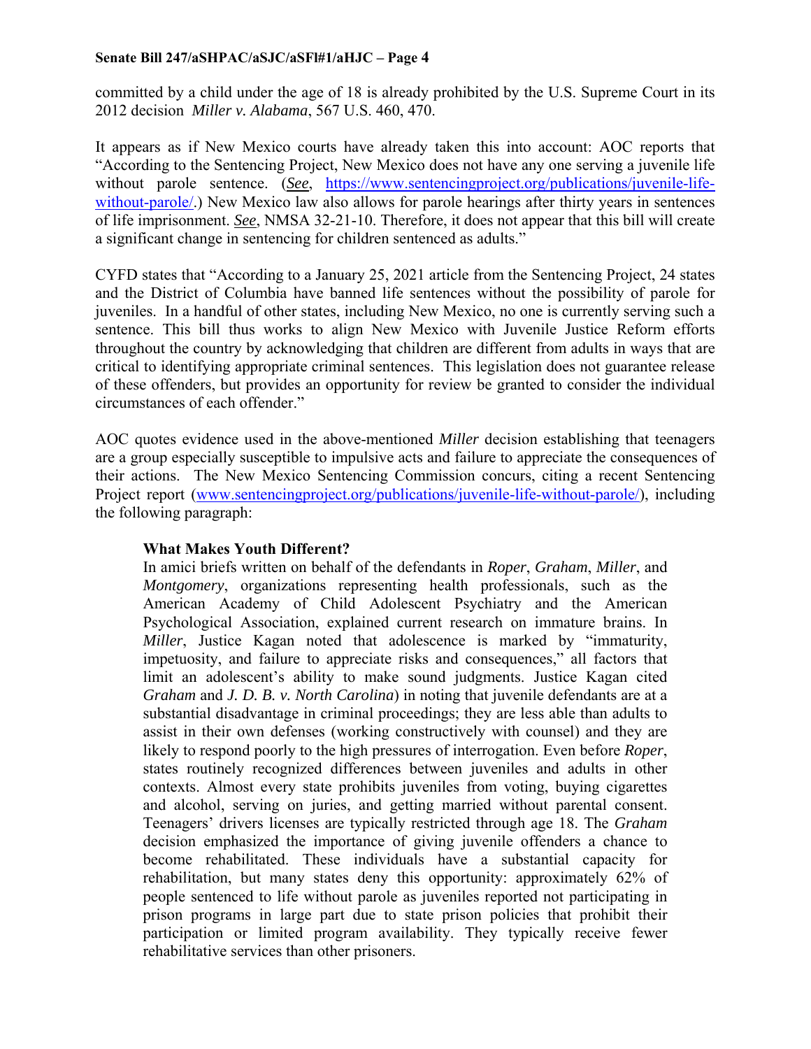committed by a child under the age of 18 is already prohibited by the U.S. Supreme Court in its 2012 decision *Miller v. Alabama*, 567 U.S. 460, 470.

It appears as if New Mexico courts have already taken this into account: AOC reports that "According to the Sentencing Project, New Mexico does not have any one serving a juvenile life without parole sentence. (***See***, https://www.sentencingproject.org/publications/juvenile-life-without-parole/.) New Mexico law also allows for parole hearings after thirty years in sentences of life imprisonment. ***See***, NMSA 32-21-10. Therefore, it does not appear that this bill will create a significant change in sentencing for children sentenced as adults."

CYFD states that "According to a January 25, 2021 article from the Sentencing Project, 24 states and the District of Columbia have banned life sentences without the possibility of parole for juveniles. In a handful of other states, including New Mexico, no one is currently serving such a sentence. This bill thus works to align New Mexico with Juvenile Justice Reform efforts throughout the country by acknowledging that children are different from adults in ways that are critical to identifying appropriate criminal sentences. This legislation does not guarantee release of these offenders, but provides an opportunity for review be granted to consider the individual circumstances of each offender."

AOC quotes evidence used in the above-mentioned *Miller* decision establishing that teenagers are a group especially susceptible to impulsive acts and failure to appreciate the consequences of their actions. The New Mexico Sentencing Commission concurs, citing a recent Sentencing Project report (www.sentencingproject.org/publications/juvenile-life-without-parole/), including the following paragraph:

> **What Makes Youth Different?**
> In amici briefs written on behalf of the defendants in *Roper*, *Graham*, *Miller*, and *Montgomery*, organizations representing health professionals, such as the American Academy of Child Adolescent Psychiatry and the American Psychological Association, explained current research on immature brains. In *Miller*, Justice Kagan noted that adolescence is marked by "immaturity, impetuosity, and failure to appreciate risks and consequences," all factors that limit an adolescent's ability to make sound judgments. Justice Kagan cited *Graham* and *J. D. B. v. North Carolina*) in noting that juvenile defendants are at a substantial disadvantage in criminal proceedings; they are less able than adults to assist in their own defenses (working constructively with counsel) and they are likely to respond poorly to the high pressures of interrogation. Even before *Roper*, states routinely recognized differences between juveniles and adults in other contexts. Almost every state prohibits juveniles from voting, buying cigarettes and alcohol, serving on juries, and getting married without parental consent. Teenagers' drivers licenses are typically restricted through age 18. The *Graham* decision emphasized the importance of giving juvenile offenders a chance to become rehabilitated. These individuals have a substantial capacity for rehabilitation, but many states deny this opportunity: approximately 62% of people sentenced to life without parole as juveniles reported not participating in prison programs in large part due to state prison policies that prohibit their participation or limited program availability. They typically receive fewer rehabilitative services than other prisoners.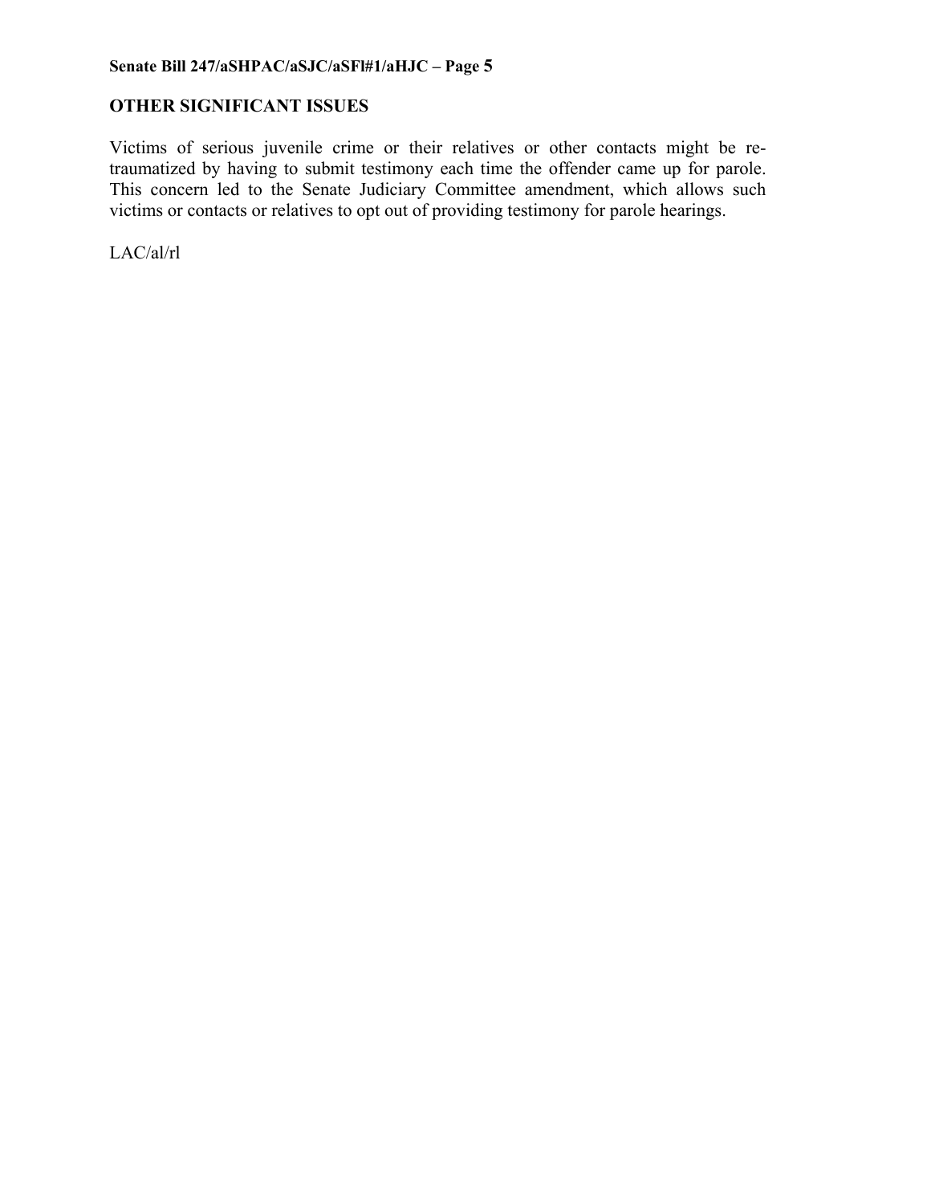## OTHER SIGNIFICANT ISSUES

Victims of serious juvenile crime or their relatives or other contacts might be re-traumatized by having to submit testimony each time the offender came up for parole. This concern led to the Senate Judiciary Committee amendment, which allows such victims or contacts or relatives to opt out of providing testimony for parole hearings.

LAC/al/rl